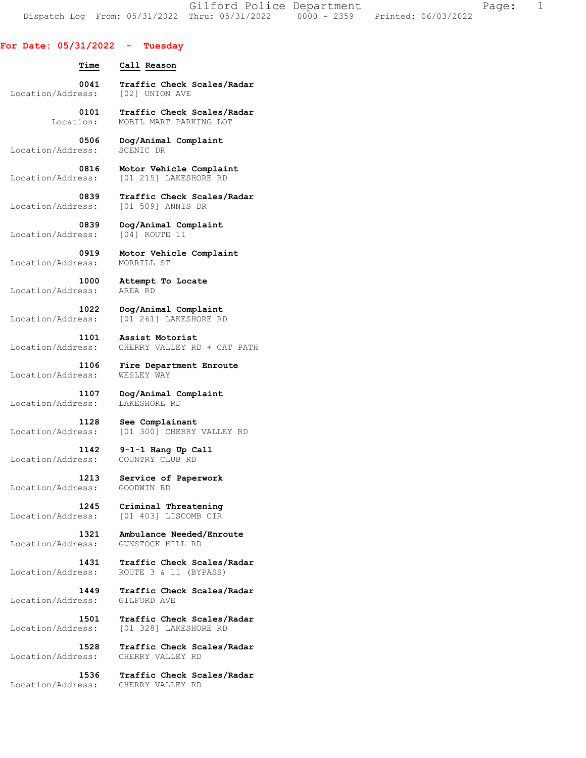## For Date: 05/31/2022 - Tuesday

| Time | Call Reason | |
|---|---|---|
| 0041 | Traffic Check Scales/Radar | Location/Address: [02] UNION AVE |
| 0101 | Traffic Check Scales/Radar | Location: MOBIL MART PARKING LOT |
| 0506 | Dog/Animal Complaint | Location/Address: SCENIC DR |
| 0816 | Motor Vehicle Complaint | Location/Address: [01 215] LAKESHORE RD |
| 0839 | Traffic Check Scales/Radar | Location/Address: [01 509] ANNIS DR |
| 0839 | Dog/Animal Complaint | Location/Address: [04] ROUTE 11 |
| 0919 | Motor Vehicle Complaint | Location/Address: MORRILL ST |
| 1000 | Attempt To Locate | Location/Address: AREA RD |
| 1022 | Dog/Animal Complaint | Location/Address: [01 261] LAKESHORE RD |
| 1101 | Assist Motorist | Location/Address: CHERRY VALLEY RD + CAT PATH |
| 1106 | Fire Department Enroute | Location/Address: WESLEY WAY |
| 1107 | Dog/Animal Complaint | Location/Address: LAKESHORE RD |
| 1128 | See Complainant | Location/Address: [01 300] CHERRY VALLEY RD |
| 1142 | 9-1-1 Hang Up Call | Location/Address: COUNTRY CLUB RD |
| 1213 | Service of Paperwork | Location/Address: GOODWIN RD |
| 1245 | Criminal Threatening | Location/Address: [01 403] LISCOMB CIR |
| 1321 | Ambulance Needed/Enroute | Location/Address: GUNSTOCK HILL RD |
| 1431 | Traffic Check Scales/Radar | Location/Address: ROUTE 3 & 11 (BYPASS) |
| 1449 | Traffic Check Scales/Radar | Location/Address: GILFORD AVE |
| 1501 | Traffic Check Scales/Radar | Location/Address: [01 328] LAKESHORE RD |
| 1528 | Traffic Check Scales/Radar | Location/Address: CHERRY VALLEY RD |
| 1536 | Traffic Check Scales/Radar | Location/Address: CHERRY VALLEY RD |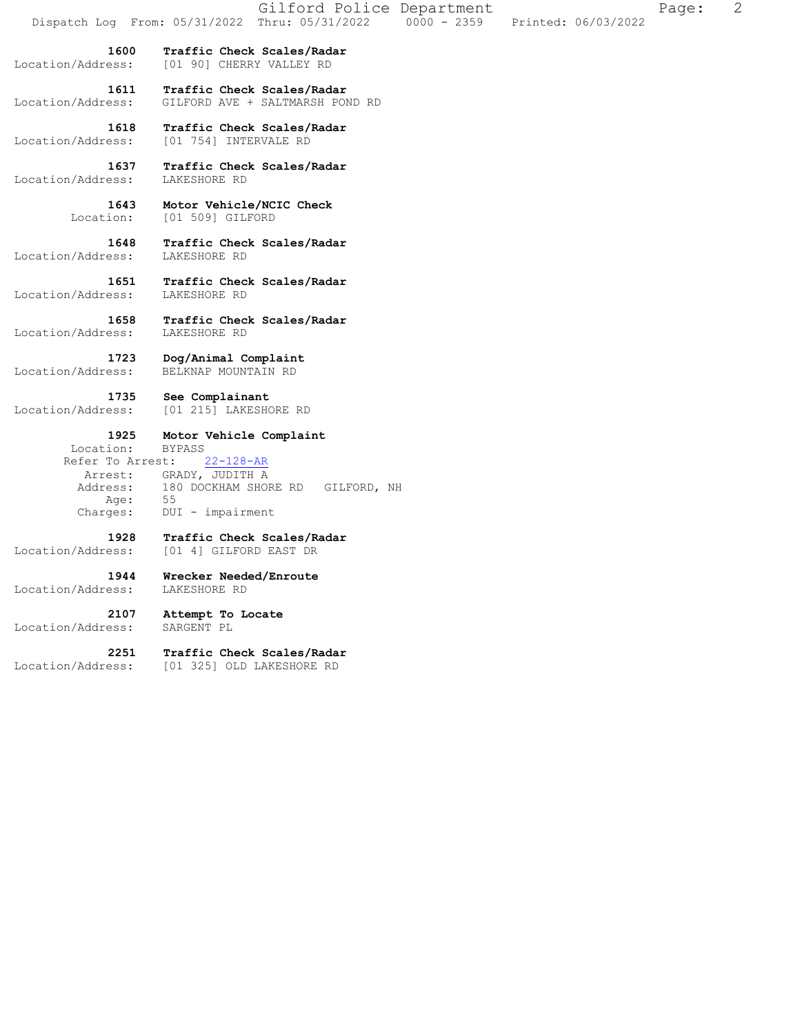**1600** **Traffic Check Scales/Radar**
Location/Address: [01 90] CHERRY VALLEY RD

**1611** **Traffic Check Scales/Radar**
Location/Address: GILFORD AVE + SALTMARSH POND RD

**1618** **Traffic Check Scales/Radar**
Location/Address: [01 754] INTERVALE RD

**1637** **Traffic Check Scales/Radar**
Location/Address: LAKESHORE RD

**1643** **Motor Vehicle/NCIC Check**
Location: [01 509] GILFORD

**1648** **Traffic Check Scales/Radar**
Location/Address: LAKESHORE RD

**1651** **Traffic Check Scales/Radar**
Location/Address: LAKESHORE RD

**1658** **Traffic Check Scales/Radar**
Location/Address: LAKESHORE RD

**1723** **Dog/Animal Complaint**
Location/Address: BELKNAP MOUNTAIN RD

**1735** **See Complainant**
Location/Address: [01 215] LAKESHORE RD

**1925** **Motor Vehicle Complaint**
Location: BYPASS
Refer To Arrest: 22-128-AR
Arrest: GRADY, JUDITH A
Address: 180 DOCKHAM SHORE RD GILFORD, NH
Age: 55
Charges: DUI - impairment

**1928** **Traffic Check Scales/Radar**
Location/Address: [01 4] GILFORD EAST DR

**1944** **Wrecker Needed/Enroute**
Location/Address: LAKESHORE RD

**2107** **Attempt To Locate**
Location/Address: SARGENT PL

**2251** **Traffic Check Scales/Radar**
Location/Address: [01 325] OLD LAKESHORE RD